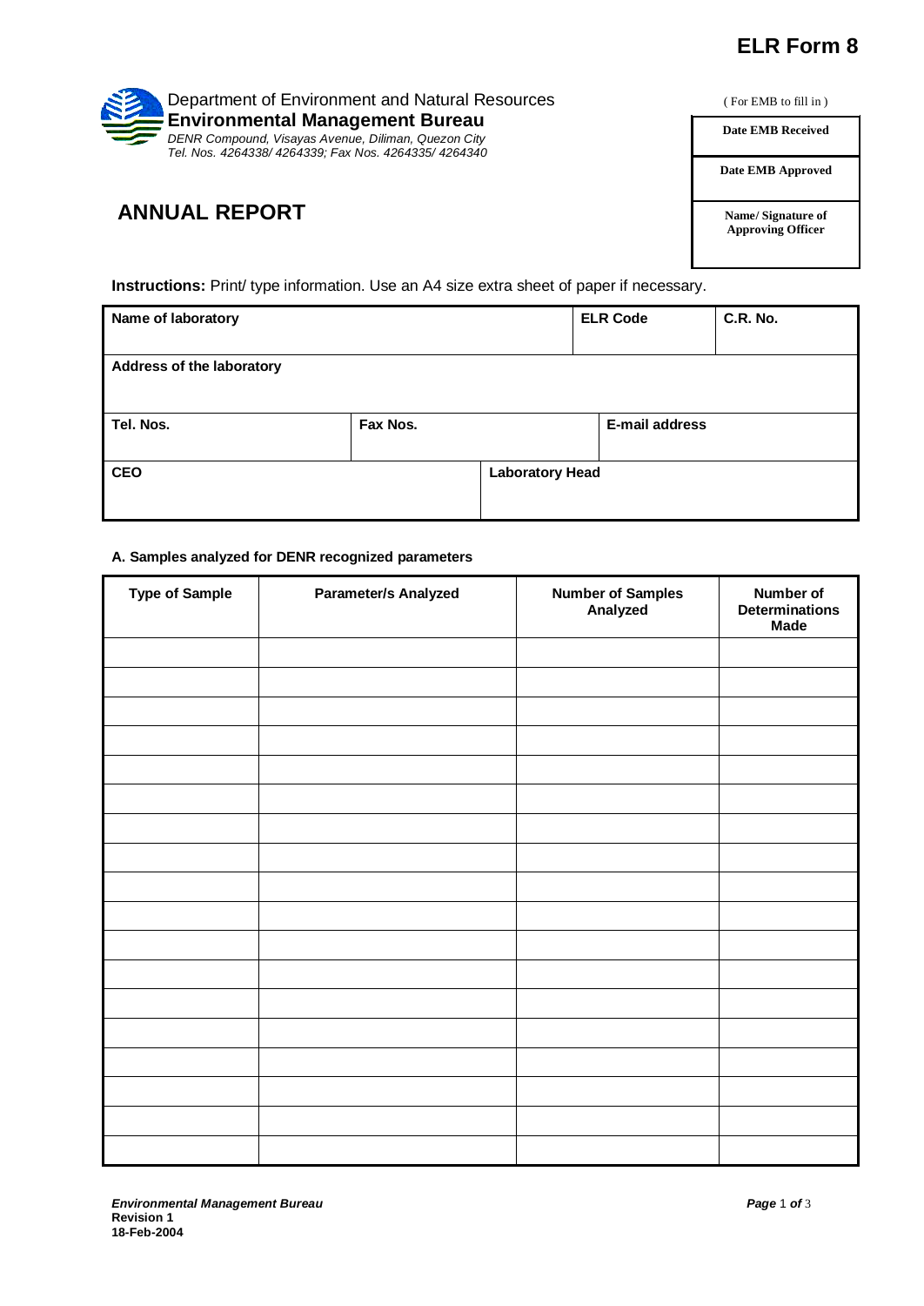# ELR Form 8

Department of Environment and Natural Resources
**Environmental Management Bureau**
*DENR Compound, Visayas Avenue, Diliman, Quezon City*
*Tel. Nos. 4264338/ 4264339; Fax Nos. 4264335/ 4264340*

( For EMB to fill in )

| **Date EMB Received** |
|---|
| **Date EMB Approved** |
| **Name/ Signature of Approving Officer** |

## ANNUAL REPORT

**Instructions:** Print/ type information. Use an A4 size extra sheet of paper if necessary.

| **Name of laboratory** | | **ELR Code** | **C.R. No.** |
|---|---|---|---|
| **Address of the laboratory** | | | |
| **Tel. Nos.** | **Fax Nos.** | **E-mail address** | |
| **CEO** | **Laboratory Head** | | |

**A. Samples analyzed for DENR recognized parameters**

| Type of Sample | Parameter/s Analyzed | Number of Samples Analyzed | Number of Determinations Made |
|---|---|---|---|
| | | | |
| | | | |
| | | | |
| | | | |
| | | | |
| | | | |
| | | | |
| | | | |
| | | | |
| | | | |
| | | | |
| | | | |
| | | | |
| | | | |
| | | | |
| | | | |
| | | | |
| | | | |

*Environmental Management Bureau*
**Revision 1**
**18-Feb-2004**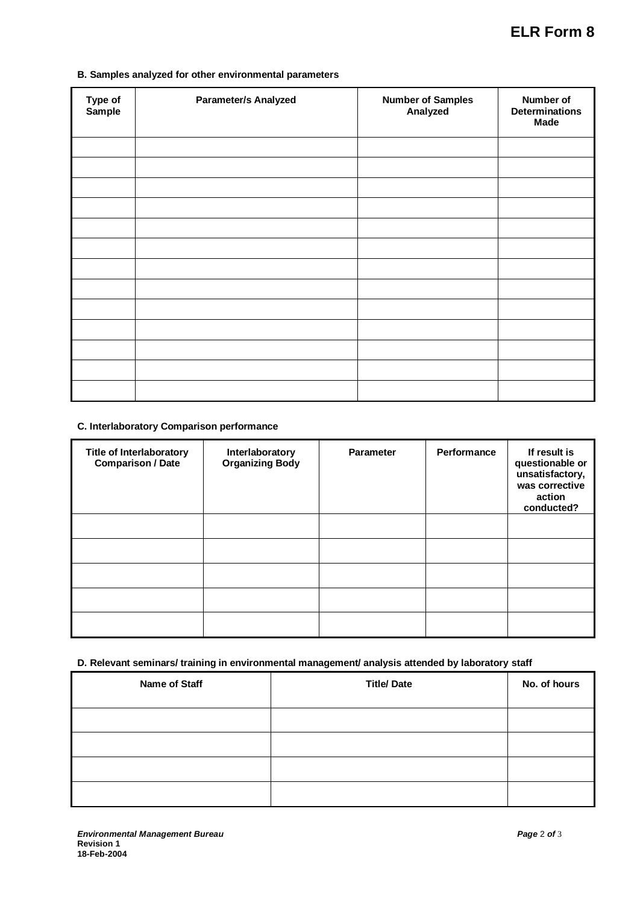# ELR Form 8

**B. Samples analyzed for other environmental parameters**

| Type of Sample | Parameter/s Analyzed | Number of Samples Analyzed | Number of Determinations Made |
|---|---|---|---|
| | | | |
| | | | |
| | | | |
| | | | |
| | | | |
| | | | |
| | | | |
| | | | |
| | | | |
| | | | |
| | | | |
| | | | |
| | | | |

**C. Interlaboratory Comparison performance**

| Title of Interlaboratory Comparison / Date | Interlaboratory Organizing Body | Parameter | Performance | If result is questionable or unsatisfactory, was corrective action conducted? |
|---|---|---|---|---|
| | | | | |
| | | | | |
| | | | | |
| | | | | |
| | | | | |

**D. Relevant seminars/ training in environmental management/ analysis attended by laboratory staff**

| Name of Staff | Title/ Date | No. of hours |
|---|---|---|
| | | |
| | | |
| | | |
| | | |

***Environmental Management Bureau***
**Revision 1**
**18-Feb-2004**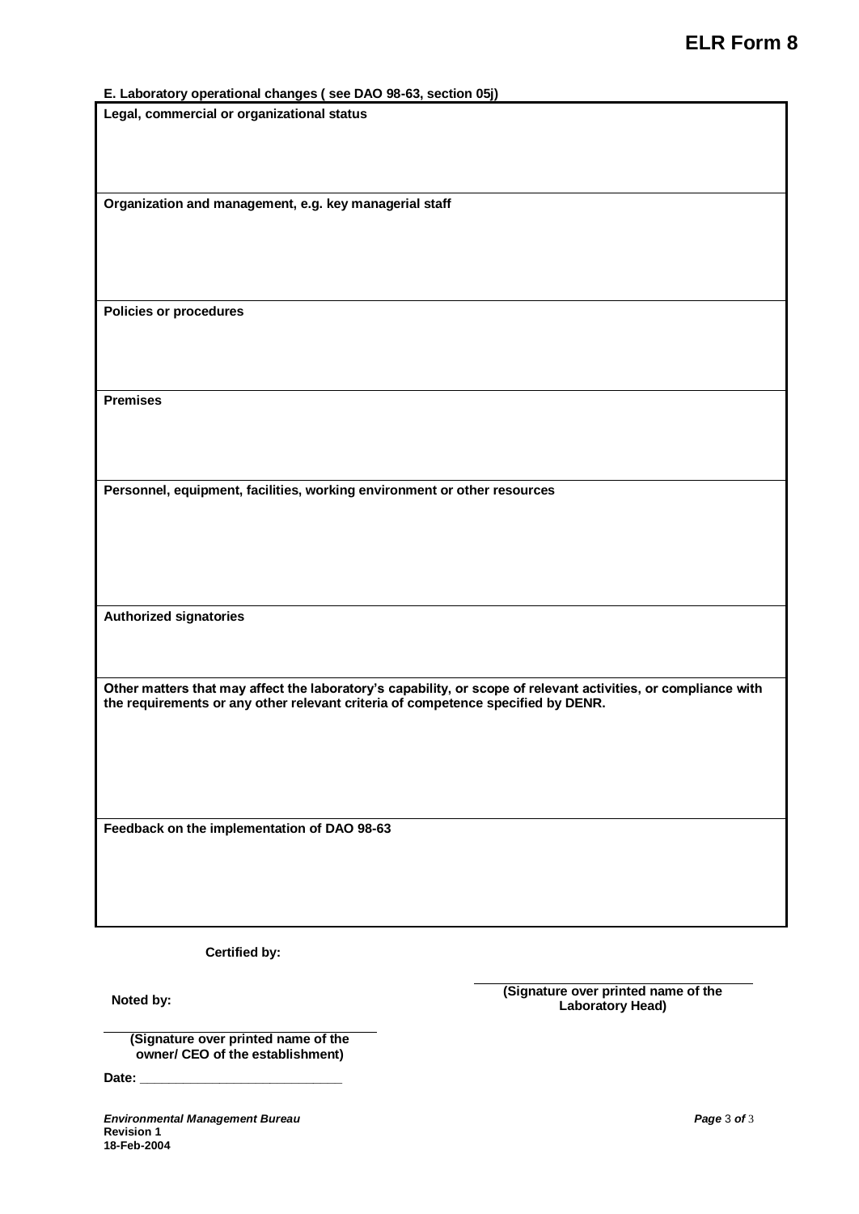# ELR Form 8

**E. Laboratory operational changes ( see DAO 98-63, section 05j)**

| |
|---|
| **Legal, commercial or organizational status** |
| **Organization and management, e.g. key managerial staff** |
| **Policies or procedures** |
| **Premises** |
| **Personnel, equipment, facilities, working environment or other resources** |
| **Authorized signatories** |
| **Other matters that may affect the laboratory's capability, or scope of relevant activities, or compliance with the requirements or any other relevant criteria of competence specified by DENR.** |
| **Feedback on the implementation of DAO 98-63** |

**Certified by:**

______________________________
**(Signature over printed name of the Laboratory Head)**

**Noted by:**

______________________________
**(Signature over printed name of the owner/ CEO of the establishment)**

**Date: ___________________________**

***Environmental Management Bureau***
**Revision 1**
**18-Feb-2004**